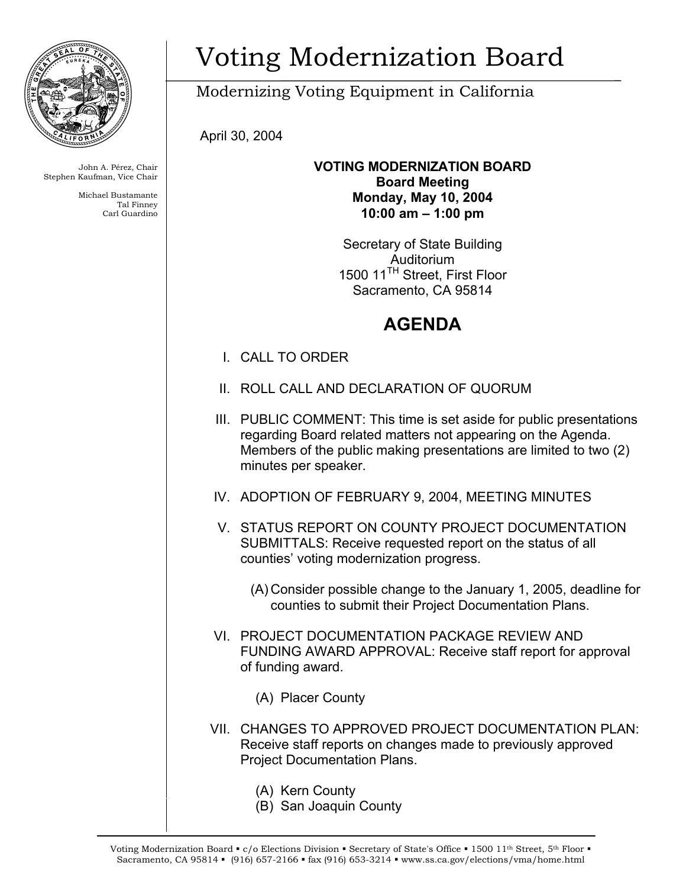# Voting Modernization Board

Modernizing Voting Equipment in California

John A. Pérez, Chair
Stephen Kaufman, Vice Chair

Michael Bustamante
Tal Finney
Carl Guardino

April 30, 2004

**VOTING MODERNIZATION BOARD**
**Board Meeting**
**Monday, May 10, 2004**
**10:00 am – 1:00 pm**

Secretary of State Building
Auditorium
1500 11TH Street, First Floor
Sacramento, CA 95814

## AGENDA

I. CALL TO ORDER

II. ROLL CALL AND DECLARATION OF QUORUM

III. PUBLIC COMMENT: This time is set aside for public presentations regarding Board related matters not appearing on the Agenda. Members of the public making presentations are limited to two (2) minutes per speaker.

IV. ADOPTION OF FEBRUARY 9, 2004, MEETING MINUTES

V. STATUS REPORT ON COUNTY PROJECT DOCUMENTATION SUBMITTALS: Receive requested report on the status of all counties' voting modernization progress.

   (A) Consider possible change to the January 1, 2005, deadline for counties to submit their Project Documentation Plans.

VI. PROJECT DOCUMENTATION PACKAGE REVIEW AND FUNDING AWARD APPROVAL: Receive staff report for approval of funding award.

   (A) Placer County

VII. CHANGES TO APPROVED PROJECT DOCUMENTATION PLAN: Receive staff reports on changes made to previously approved Project Documentation Plans.

   (A) Kern County
   (B) San Joaquin County

Voting Modernization Board ▪ c/o Elections Division ▪ Secretary of State's Office ▪ 1500 11th Street, 5th Floor ▪ Sacramento, CA 95814 ▪ (916) 657-2166 ▪ fax (916) 653-3214 ▪ www.ss.ca.gov/elections/vma/home.html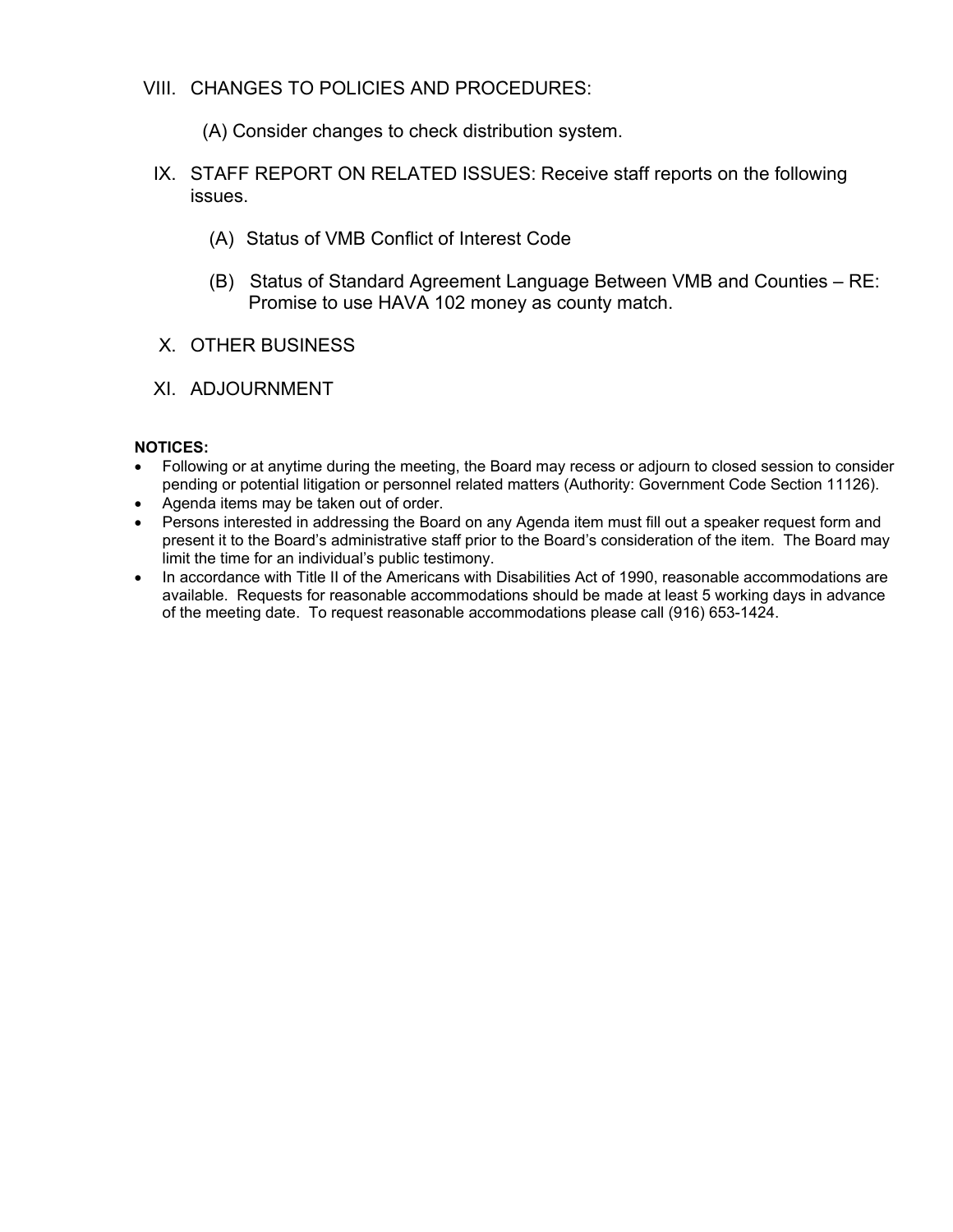VIII. CHANGES TO POLICIES AND PROCEDURES:

(A) Consider changes to check distribution system.

IX. STAFF REPORT ON RELATED ISSUES: Receive staff reports on the following issues.

(A) Status of VMB Conflict of Interest Code

(B) Status of Standard Agreement Language Between VMB and Counties – RE: Promise to use HAVA 102 money as county match.

X. OTHER BUSINESS

XI. ADJOURNMENT

**NOTICES:**

- Following or at anytime during the meeting, the Board may recess or adjourn to closed session to consider pending or potential litigation or personnel related matters (Authority: Government Code Section 11126).
- Agenda items may be taken out of order.
- Persons interested in addressing the Board on any Agenda item must fill out a speaker request form and present it to the Board's administrative staff prior to the Board's consideration of the item. The Board may limit the time for an individual's public testimony.
- In accordance with Title II of the Americans with Disabilities Act of 1990, reasonable accommodations are available. Requests for reasonable accommodations should be made at least 5 working days in advance of the meeting date. To request reasonable accommodations please call (916) 653-1424.